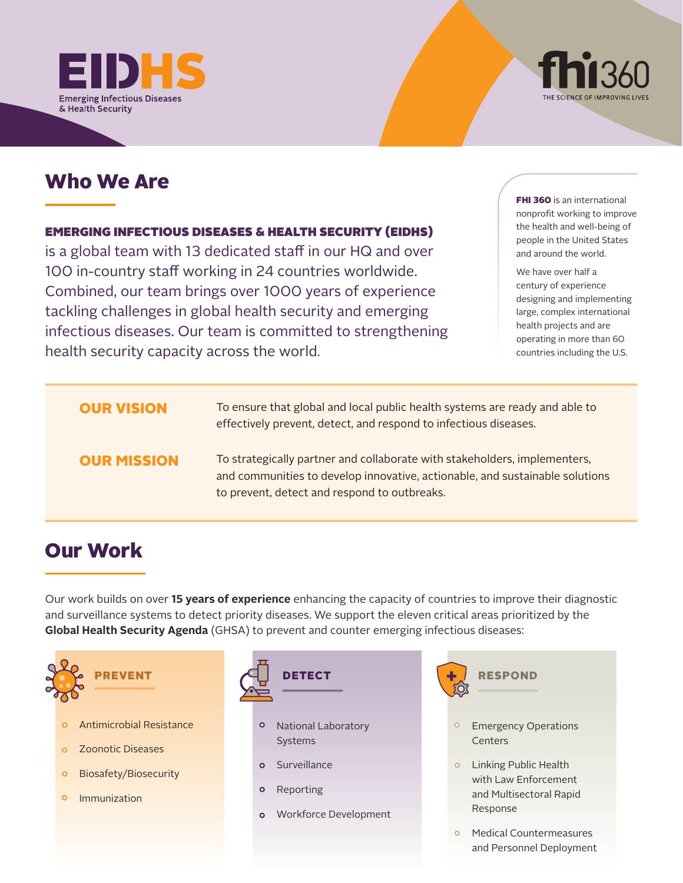EIDHS
Emerging Infectious Diseases & Health Security

fhi360
THE SCIENCE OF IMPROVING LIVES

## Who We Are

**EMERGING INFECTIOUS DISEASES & HEALTH SECURITY (EIDHS)** is a global team with 13 dedicated staff in our HQ and over 100 in-country staff working in 24 countries worldwide. Combined, our team brings over 1000 years of experience tackling challenges in global health security and emerging infectious diseases. Our team is committed to strengthening health security capacity across the world.

**FHI 360** is an international nonprofit working to improve the health and well-being of people in the United States and around the world.

We have over half a century of experience designing and implementing large, complex international health projects and are operating in more than 60 countries including the U.S.

**OUR VISION**

To ensure that global and local public health systems are ready and able to effectively prevent, detect, and respond to infectious diseases.

**OUR MISSION**

To strategically partner and collaborate with stakeholders, implementers, and communities to develop innovative, actionable, and sustainable solutions to prevent, detect and respond to outbreaks.

## Our Work

Our work builds on over **15 years of experience** enhancing the capacity of countries to improve their diagnostic and surveillance systems to detect priority diseases. We support the eleven critical areas prioritized by the **Global Health Security Agenda** (GHSA) to prevent and counter emerging infectious diseases:

### PREVENT

- Antimicrobial Resistance
- Zoonotic Diseases
- Biosafety/Biosecurity
- Immunization

### DETECT

- National Laboratory Systems
- Surveillance
- Reporting
- Workforce Development

### RESPOND

- Emergency Operations Centers
- Linking Public Health with Law Enforcement and Multisectoral Rapid Response
- Medical Countermeasures and Personnel Deployment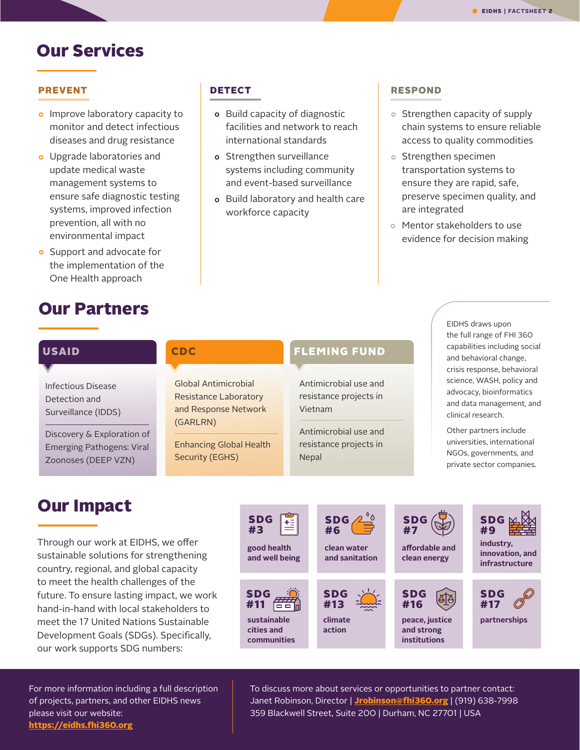# Our Services

### PREVENT

- Improve laboratory capacity to monitor and detect infectious diseases and drug resistance
- Upgrade laboratories and update medical waste management systems to ensure safe diagnostic testing systems, improved infection prevention, all with no environmental impact
- Support and advocate for the implementation of the One Health approach

### DETECT

- Build capacity of diagnostic facilities and network to reach international standards
- Strengthen surveillance systems including community and event-based surveillance
- Build laboratory and health care workforce capacity

### RESPOND

- Strengthen capacity of supply chain systems to ensure reliable access to quality commodities
- Strengthen specimen transportation systems to ensure they are rapid, safe, preserve specimen quality, and are integrated
- Mentor stakeholders to use evidence for decision making

# Our Partners

### USAID

Infectious Disease Detection and Surveillance (IDDS)

Discovery & Exploration of Emerging Pathogens: Viral Zoonoses (DEEP VZN)

### CDC

Global Antimicrobial Resistance Laboratory and Response Network (GARLRN)

Enhancing Global Health Security (EGHS)

### FLEMING FUND

Antimicrobial use and resistance projects in Vietnam

Antimicrobial use and resistance projects in Nepal

EIDHS draws upon the full range of FHI 360 capabilities including social and behavioral change, crisis response, behavioral science, WASH, policy and advocacy, bioinformatics and data management, and clinical research.

Other partners include universities, international NGOs, governments, and private sector companies.

# Our Impact

Through our work at EIDHS, we offer sustainable solutions for strengthening country, regional, and global capacity to meet the health challenges of the future. To ensure lasting impact, we work hand-in-hand with local stakeholders to meet the 17 United Nations Sustainable Development Goals (SDGs). Specifically, our work supports SDG numbers:

- **SDG #3** good health and well being
- **SDG #6** clean water and sanitation
- **SDG #7** affordable and clean energy
- **SDG #9** industry, innovation, and infrastructure
- **SDG #11** sustainable cities and communities
- **SDG #13** climate action
- **SDG #16** peace, justice and strong institutions
- **SDG #17** partnerships

For more information including a full description of projects, partners, and other EIDHS news please visit our website: https://eidhs.fhi360.org

To discuss more about services or opportunities to partner contact:
Janet Robinson, Director | Jrobinson@fhi360.org | (919) 638-7998
359 Blackwell Street, Suite 200 | Durham, NC 27701 | USA